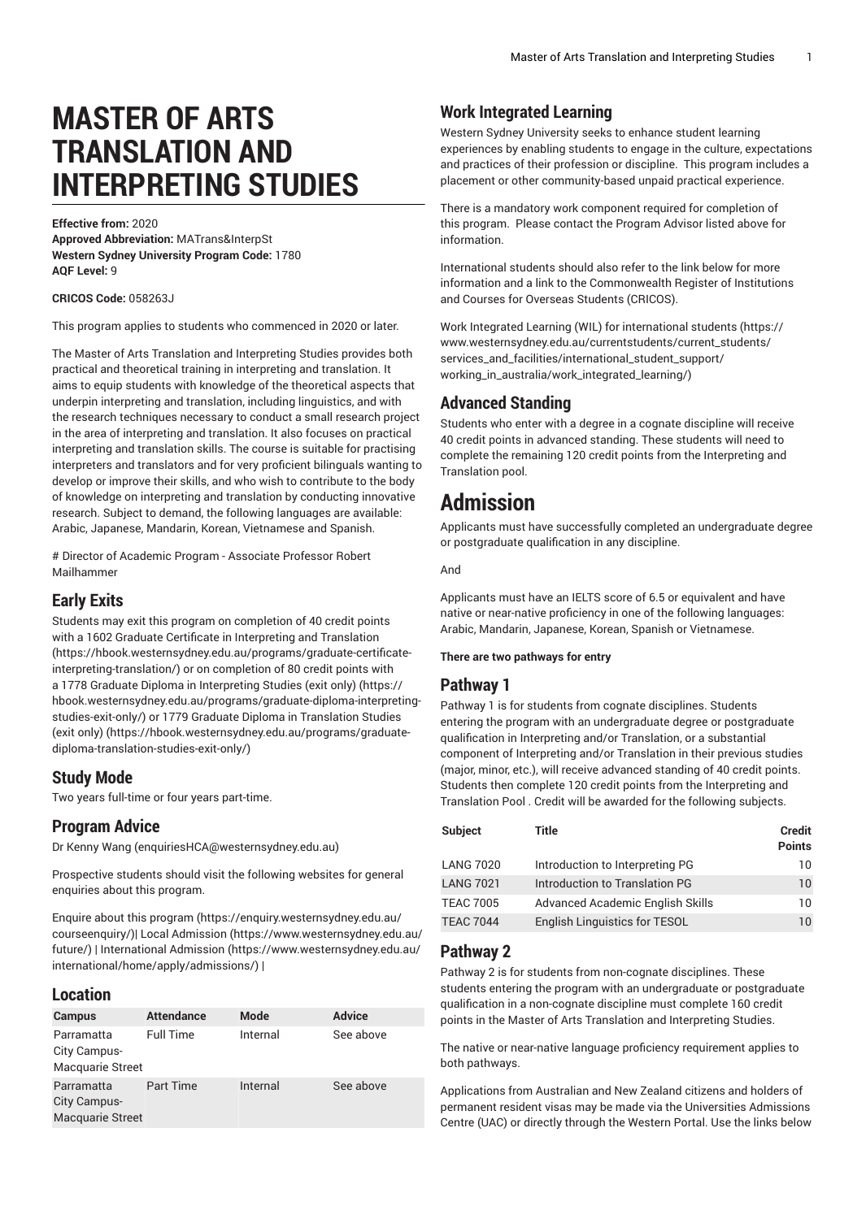# MASTER OF ARTS TRANSLATION AND INTERPRETING STUDIES

**Effective from:** 2020
**Approved Abbreviation:** MATrans&InterpSt
**Western Sydney University Program Code:** 1780
**AQF Level:** 9

**CRICOS Code:** 058263J

This program applies to students who commenced in 2020 or later.

The Master of Arts Translation and Interpreting Studies provides both practical and theoretical training in interpreting and translation. It aims to equip students with knowledge of the theoretical aspects that underpin interpreting and translation, including linguistics, and with the research techniques necessary to conduct a small research project in the area of interpreting and translation. It also focuses on practical interpreting and translation skills. The course is suitable for practising interpreters and translators and for very proficient bilinguals wanting to develop or improve their skills, and who wish to contribute to the body of knowledge on interpreting and translation by conducting innovative research. Subject to demand, the following languages are available: Arabic, Japanese, Mandarin, Korean, Vietnamese and Spanish.

# Director of Academic Program - Associate Professor Robert Mailhammer

## Early Exits

Students may exit this program on completion of 40 credit points with a 1602 Graduate Certificate in Interpreting and Translation (https://hbook.westernsydney.edu.au/programs/graduate-certificate-interpreting-translation/) or on completion of 80 credit points with a 1778 Graduate Diploma in Interpreting Studies (exit only) (https://hbook.westernsydney.edu.au/programs/graduate-diploma-interpreting-studies-exit-only/) or 1779 Graduate Diploma in Translation Studies (exit only) (https://hbook.westernsydney.edu.au/programs/graduate-diploma-translation-studies-exit-only/)

## Study Mode

Two years full-time or four years part-time.

## Program Advice

Dr Kenny Wang (enquiriesHCA@westernsydney.edu.au)

Prospective students should visit the following websites for general enquiries about this program.

Enquire about this program (https://enquiry.westernsydney.edu.au/courseenquiry/)| Local Admission (https://www.westernsydney.edu.au/future/) | International Admission (https://www.westernsydney.edu.au/international/home/apply/admissions/) |

## Location

| Campus | Attendance | Mode | Advice |
|---|---|---|---|
| Parramatta City Campus-Macquarie Street | Full Time | Internal | See above |
| Parramatta City Campus-Macquarie Street | Part Time | Internal | See above |

## Work Integrated Learning

Western Sydney University seeks to enhance student learning experiences by enabling students to engage in the culture, expectations and practices of their profession or discipline. This program includes a placement or other community-based unpaid practical experience.

There is a mandatory work component required for completion of this program. Please contact the Program Advisor listed above for information.

International students should also refer to the link below for more information and a link to the Commonwealth Register of Institutions and Courses for Overseas Students (CRICOS).

Work Integrated Learning (WIL) for international students (https://www.westernsydney.edu.au/currentstudents/current_students/services_and_facilities/international_student_support/working_in_australia/work_integrated_learning/)

## Advanced Standing

Students who enter with a degree in a cognate discipline will receive 40 credit points in advanced standing. These students will need to complete the remaining 120 credit points from the Interpreting and Translation pool.

# Admission

Applicants must have successfully completed an undergraduate degree or postgraduate qualification in any discipline.

And

Applicants must have an IELTS score of 6.5 or equivalent and have native or near-native proficiency in one of the following languages: Arabic, Mandarin, Japanese, Korean, Spanish or Vietnamese.

**There are two pathways for entry**

## Pathway 1

Pathway 1 is for students from cognate disciplines. Students entering the program with an undergraduate degree or postgraduate qualification in Interpreting and/or Translation, or a substantial component of Interpreting and/or Translation in their previous studies (major, minor, etc.), will receive advanced standing of 40 credit points. Students then complete 120 credit points from the Interpreting and Translation Pool . Credit will be awarded for the following subjects.

| Subject | Title | Credit Points |
|---|---|---|
| LANG 7020 | Introduction to Interpreting PG | 10 |
| LANG 7021 | Introduction to Translation PG | 10 |
| TEAC 7005 | Advanced Academic English Skills | 10 |
| TEAC 7044 | English Linguistics for TESOL | 10 |

## Pathway 2

Pathway 2 is for students from non-cognate disciplines. These students entering the program with an undergraduate or postgraduate qualification in a non-cognate discipline must complete 160 credit points in the Master of Arts Translation and Interpreting Studies.

The native or near-native language proficiency requirement applies to both pathways.

Applications from Australian and New Zealand citizens and holders of permanent resident visas may be made via the Universities Admissions Centre (UAC) or directly through the Western Portal. Use the links below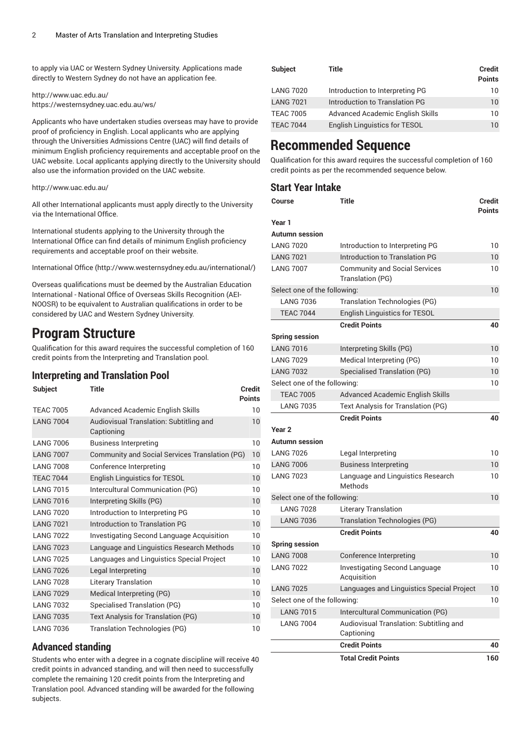to apply via UAC or Western Sydney University. Applications made directly to Western Sydney do not have an application fee.

http://www.uac.edu.au/
https://westernsydney.uac.edu.au/ws/

Applicants who have undertaken studies overseas may have to provide proof of proficiency in English. Local applicants who are applying through the Universities Admissions Centre (UAC) will find details of minimum English proficiency requirements and acceptable proof on the UAC website. Local applicants applying directly to the University should also use the information provided on the UAC website.

http://www.uac.edu.au/

All other International applicants must apply directly to the University via the International Office.

International students applying to the University through the International Office can find details of minimum English proficiency requirements and acceptable proof on their website.

International Office (http://www.westernsydney.edu.au/international/)

Overseas qualifications must be deemed by the Australian Education International - National Office of Overseas Skills Recognition (AEI-NOOSR) to be equivalent to Australian qualifications in order to be considered by UAC and Western Sydney University.

# Program Structure

Qualification for this award requires the successful completion of 160 credit points from the Interpreting and Translation pool.

## Interpreting and Translation Pool

| Subject | Title | Credit Points |
|---|---|---|
| TEAC 7005 | Advanced Academic English Skills | 10 |
| LANG 7004 | Audiovisual Translation: Subtitling and Captioning | 10 |
| LANG 7006 | Business Interpreting | 10 |
| LANG 7007 | Community and Social Services Translation (PG) | 10 |
| LANG 7008 | Conference Interpreting | 10 |
| TEAC 7044 | English Linguistics for TESOL | 10 |
| LANG 7015 | Intercultural Communication (PG) | 10 |
| LANG 7016 | Interpreting Skills (PG) | 10 |
| LANG 7020 | Introduction to Interpreting PG | 10 |
| LANG 7021 | Introduction to Translation PG | 10 |
| LANG 7022 | Investigating Second Language Acquisition | 10 |
| LANG 7023 | Language and Linguistics Research Methods | 10 |
| LANG 7025 | Languages and Linguistics Special Project | 10 |
| LANG 7026 | Legal Interpreting | 10 |
| LANG 7028 | Literary Translation | 10 |
| LANG 7029 | Medical Interpreting (PG) | 10 |
| LANG 7032 | Specialised Translation (PG) | 10 |
| LANG 7035 | Text Analysis for Translation (PG) | 10 |
| LANG 7036 | Translation Technologies (PG) | 10 |

## Advanced standing

Students who enter with a degree in a cognate discipline will receive 40 credit points in advanced standing, and will then need to successfully complete the remaining 120 credit points from the Interpreting and Translation pool. Advanced standing will be awarded for the following subjects.

| Subject | Title | Credit Points |
|---|---|---|
| LANG 7020 | Introduction to Interpreting PG | 10 |
| LANG 7021 | Introduction to Translation PG | 10 |
| TEAC 7005 | Advanced Academic English Skills | 10 |
| TEAC 7044 | English Linguistics for TESOL | 10 |

# Recommended Sequence

Qualification for this award requires the successful completion of 160 credit points as per the recommended sequence below.

## Start Year Intake

| Course | Title | Credit Points |
|---|---|---|
| **Year 1** | | |
| **Autumn session** | | |
| LANG 7020 | Introduction to Interpreting PG | 10 |
| LANG 7021 | Introduction to Translation PG | 10 |
| LANG 7007 | Community and Social Services Translation (PG) | 10 |
| Select one of the following: | | 10 |
| LANG 7036 | Translation Technologies (PG) | |
| TEAC 7044 | English Linguistics for TESOL | |
| | **Credit Points** | **40** |
| **Spring session** | | |
| LANG 7016 | Interpreting Skills (PG) | 10 |
| LANG 7029 | Medical Interpreting (PG) | 10 |
| LANG 7032 | Specialised Translation (PG) | 10 |
| Select one of the following: | | 10 |
| TEAC 7005 | Advanced Academic English Skills | |
| LANG 7035 | Text Analysis for Translation (PG) | |
| | **Credit Points** | **40** |
| **Year 2** | | |
| **Autumn session** | | |
| LANG 7026 | Legal Interpreting | 10 |
| LANG 7006 | Business Interpreting | 10 |
| LANG 7023 | Language and Linguistics Research Methods | 10 |
| Select one of the following: | | 10 |
| LANG 7028 | Literary Translation | |
| LANG 7036 | Translation Technologies (PG) | |
| | **Credit Points** | **40** |
| **Spring session** | | |
| LANG 7008 | Conference Interpreting | 10 |
| LANG 7022 | Investigating Second Language Acquisition | 10 |
| LANG 7025 | Languages and Linguistics Special Project | 10 |
| Select one of the following: | | 10 |
| LANG 7015 | Intercultural Communication (PG) | |
| LANG 7004 | Audiovisual Translation: Subtitling and Captioning | |
| | **Credit Points** | **40** |
| | **Total Credit Points** | **160** |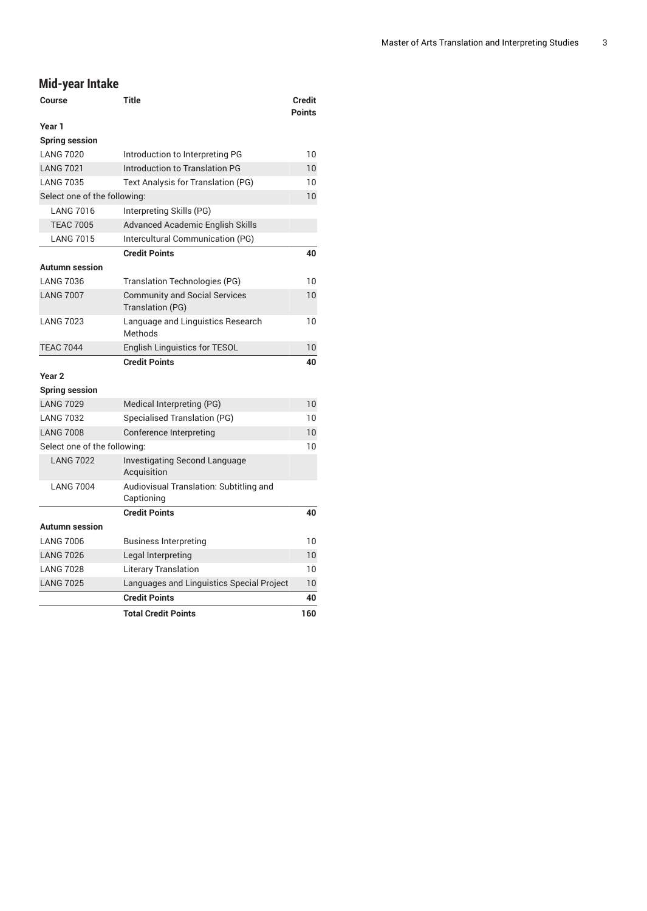## Mid-year Intake

| Course | Title | Credit Points |
|---|---|---|
| **Year 1** | | |
| **Spring session** | | |
| LANG 7020 | Introduction to Interpreting PG | 10 |
| LANG 7021 | Introduction to Translation PG | 10 |
| LANG 7035 | Text Analysis for Translation (PG) | 10 |
| Select one of the following: | | 10 |
| LANG 7016 | Interpreting Skills (PG) | |
| TEAC 7005 | Advanced Academic English Skills | |
| LANG 7015 | Intercultural Communication (PG) | |
| | **Credit Points** | **40** |
| **Autumn session** | | |
| LANG 7036 | Translation Technologies (PG) | 10 |
| LANG 7007 | Community and Social Services Translation (PG) | 10 |
| LANG 7023 | Language and Linguistics Research Methods | 10 |
| TEAC 7044 | English Linguistics for TESOL | 10 |
| | **Credit Points** | **40** |
| **Year 2** | | |
| **Spring session** | | |
| LANG 7029 | Medical Interpreting (PG) | 10 |
| LANG 7032 | Specialised Translation (PG) | 10 |
| LANG 7008 | Conference Interpreting | 10 |
| Select one of the following: | | 10 |
| LANG 7022 | Investigating Second Language Acquisition | |
| LANG 7004 | Audiovisual Translation: Subtitling and Captioning | |
| | **Credit Points** | **40** |
| **Autumn session** | | |
| LANG 7006 | Business Interpreting | 10 |
| LANG 7026 | Legal Interpreting | 10 |
| LANG 7028 | Literary Translation | 10 |
| LANG 7025 | Languages and Linguistics Special Project | 10 |
| | **Credit Points** | **40** |
| | **Total Credit Points** | **160** |